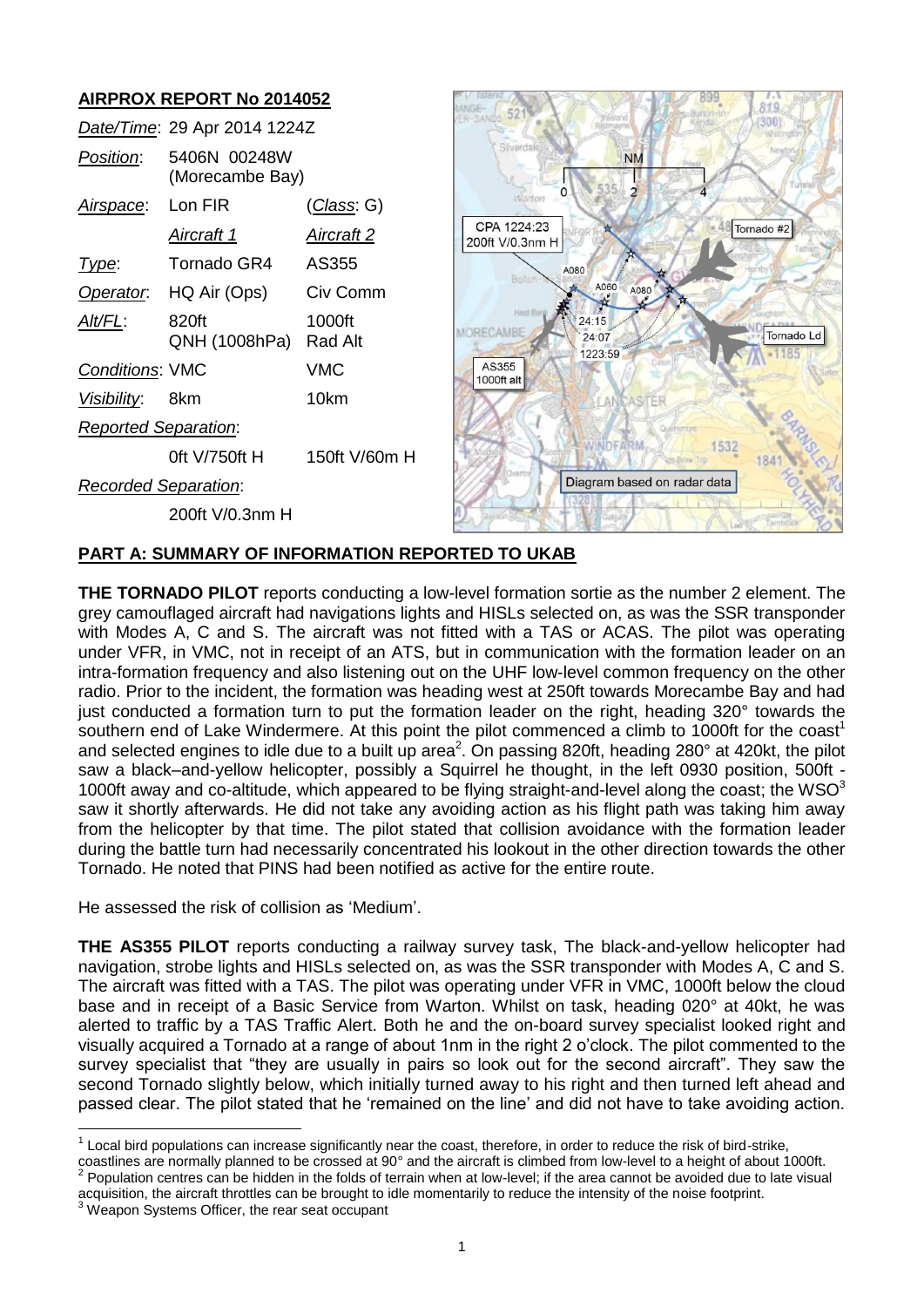## AIRPROX REPORT No 2014052

| | | |
|---|---|---|
| *Date/Time*: | 29 Apr 2014 1224Z | |
| *Position*: | 5406N 00248W (Morecambe Bay) | |
| *Airspace*: | Lon FIR | (*Class*: G) |
| | *Aircraft 1* | *Aircraft 2* |
| *Type*: | Tornado GR4 | AS355 |
| *Operator*: | HQ Air (Ops) | Civ Comm |
| *Alt/FL*: | 820ft QNH (1008hPa) | 1000ft Rad Alt |
| *Conditions*: | VMC | VMC |
| *Visibility*: | 8km | 10km |
| *Reported Separation*: | | |
| | 0ft V/750ft H | 150ft V/60m H |
| *Recorded Separation*: | | |
| | 200ft V/0.3nm H | |

Diagram based on radar data

## PART A: SUMMARY OF INFORMATION REPORTED TO UKAB

**THE TORNADO PILOT** reports conducting a low-level formation sortie as the number 2 element. The grey camouflaged aircraft had navigations lights and HISLs selected on, as was the SSR transponder with Modes A, C and S. The aircraft was not fitted with a TAS or ACAS. The pilot was operating under VFR, in VMC, not in receipt of an ATS, but in communication with the formation leader on an intra-formation frequency and also listening out on the UHF low-level common frequency on the other radio. Prior to the incident, the formation was heading west at 250ft towards Morecambe Bay and had just conducted a formation turn to put the formation leader on the right, heading 320° towards the southern end of Lake Windermere. At this point the pilot commenced a climb to 1000ft for the coast[1] and selected engines to idle due to a built up area[2]. On passing 820ft, heading 280° at 420kt, the pilot saw a black–and-yellow helicopter, possibly a Squirrel he thought, in the left 0930 position, 500ft - 1000ft away and co-altitude, which appeared to be flying straight-and-level along the coast; the WSO[3] saw it shortly afterwards. He did not take any avoiding action as his flight path was taking him away from the helicopter by that time. The pilot stated that collision avoidance with the formation leader during the battle turn had necessarily concentrated his lookout in the other direction towards the other Tornado. He noted that PINS had been notified as active for the entire route.

He assessed the risk of collision as 'Medium'.

**THE AS355 PILOT** reports conducting a railway survey task, The black-and-yellow helicopter had navigation, strobe lights and HISLs selected on, as was the SSR transponder with Modes A, C and S. The aircraft was fitted with a TAS. The pilot was operating under VFR in VMC, 1000ft below the cloud base and in receipt of a Basic Service from Warton. Whilst on task, heading 020° at 40kt, he was alerted to traffic by a TAS Traffic Alert. Both he and the on-board survey specialist looked right and visually acquired a Tornado at a range of about 1nm in the right 2 o'clock. The pilot commented to the survey specialist that "they are usually in pairs so look out for the second aircraft". They saw the second Tornado slightly below, which initially turned away to his right and then turned left ahead and passed clear. The pilot stated that he 'remained on the line' and did not have to take avoiding action.

---

[1] Local bird populations can increase significantly near the coast, therefore, in order to reduce the risk of bird-strike, coastlines are normally planned to be crossed at 90° and the aircraft is climbed from low-level to a height of about 1000ft.

[2] Population centres can be hidden in the folds of terrain when at low-level; if the area cannot be avoided due to late visual acquisition, the aircraft throttles can be brought to idle momentarily to reduce the intensity of the noise footprint.

[3] Weapon Systems Officer, the rear seat occupant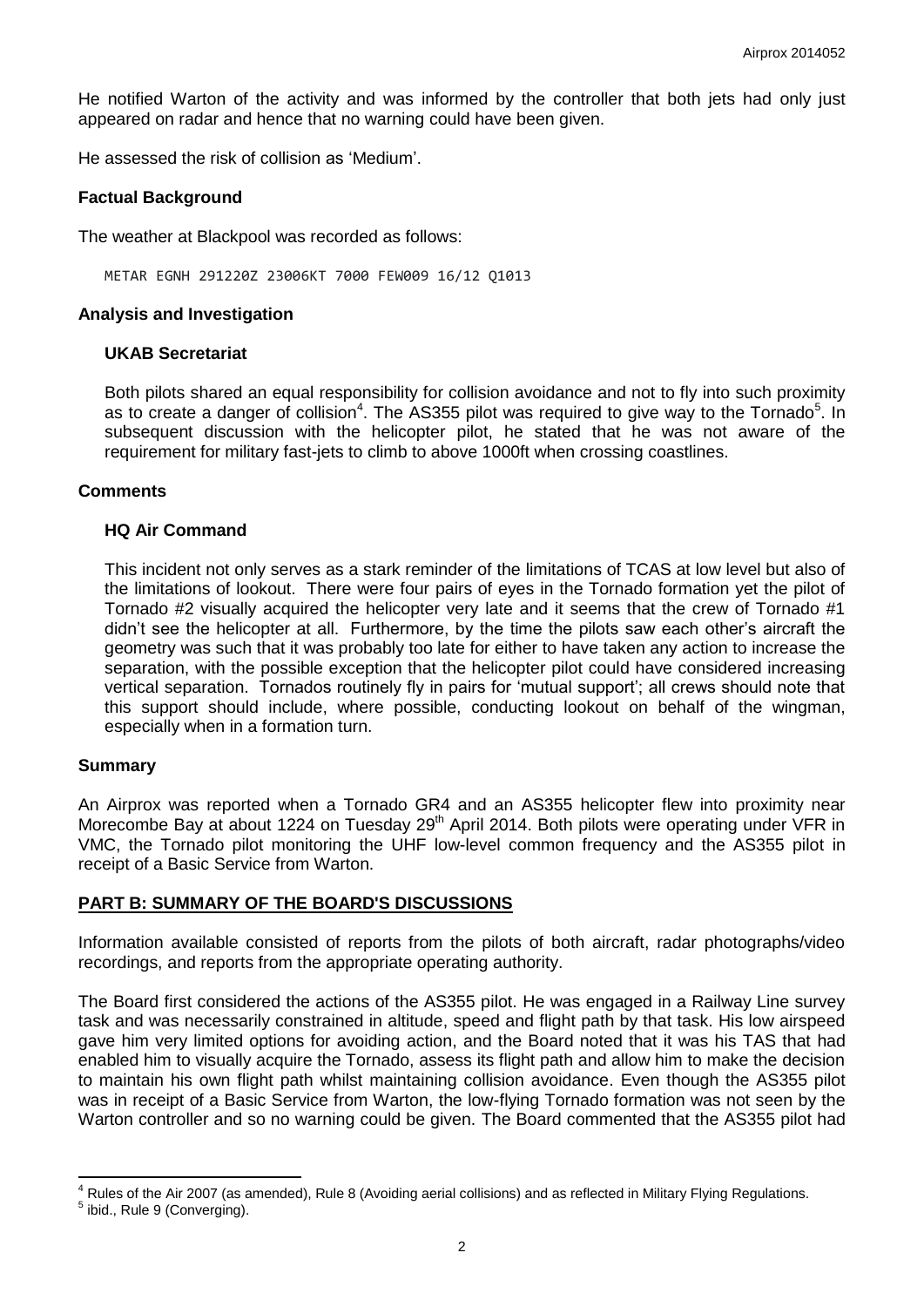He notified Warton of the activity and was informed by the controller that both jets had only just appeared on radar and hence that no warning could have been given.

He assessed the risk of collision as 'Medium'.

### Factual Background

The weather at Blackpool was recorded as follows:

```
METAR EGNH 291220Z 23006KT 7000 FEW009 16/12 Q1013
```

### Analysis and Investigation

#### UKAB Secretariat

Both pilots shared an equal responsibility for collision avoidance and not to fly into such proximity as to create a danger of collision[4]. The AS355 pilot was required to give way to the Tornado[5]. In subsequent discussion with the helicopter pilot, he stated that he was not aware of the requirement for military fast-jets to climb to above 1000ft when crossing coastlines.

### Comments

#### HQ Air Command

This incident not only serves as a stark reminder of the limitations of TCAS at low level but also of the limitations of lookout. There were four pairs of eyes in the Tornado formation yet the pilot of Tornado #2 visually acquired the helicopter very late and it seems that the crew of Tornado #1 didn't see the helicopter at all. Furthermore, by the time the pilots saw each other's aircraft the geometry was such that it was probably too late for either to have taken any action to increase the separation, with the possible exception that the helicopter pilot could have considered increasing vertical separation. Tornados routinely fly in pairs for 'mutual support'; all crews should note that this support should include, where possible, conducting lookout on behalf of the wingman, especially when in a formation turn.

### Summary

An Airprox was reported when a Tornado GR4 and an AS355 helicopter flew into proximity near Morecombe Bay at about 1224 on Tuesday 29th April 2014. Both pilots were operating under VFR in VMC, the Tornado pilot monitoring the UHF low-level common frequency and the AS355 pilot in receipt of a Basic Service from Warton.

## PART B: SUMMARY OF THE BOARD'S DISCUSSIONS

Information available consisted of reports from the pilots of both aircraft, radar photographs/video recordings, and reports from the appropriate operating authority.

The Board first considered the actions of the AS355 pilot. He was engaged in a Railway Line survey task and was necessarily constrained in altitude, speed and flight path by that task. His low airspeed gave him very limited options for avoiding action, and the Board noted that it was his TAS that had enabled him to visually acquire the Tornado, assess its flight path and allow him to make the decision to maintain his own flight path whilst maintaining collision avoidance. Even though the AS355 pilot was in receipt of a Basic Service from Warton, the low-flying Tornado formation was not seen by the Warton controller and so no warning could be given. The Board commented that the AS355 pilot had

---

[4] Rules of the Air 2007 (as amended), Rule 8 (Avoiding aerial collisions) and as reflected in Military Flying Regulations.

[5] ibid., Rule 9 (Converging).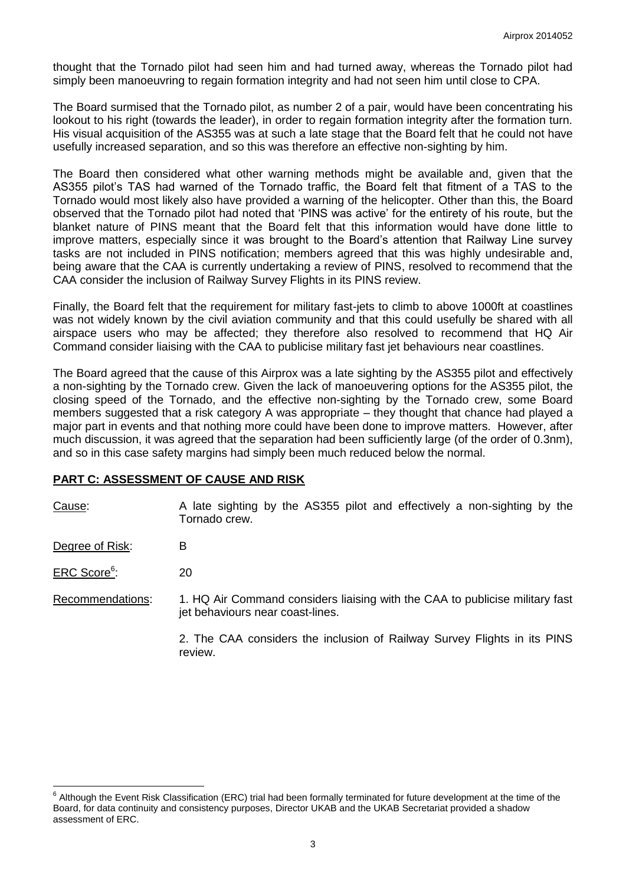thought that the Tornado pilot had seen him and had turned away, whereas the Tornado pilot had simply been manoeuvring to regain formation integrity and had not seen him until close to CPA.

The Board surmised that the Tornado pilot, as number 2 of a pair, would have been concentrating his lookout to his right (towards the leader), in order to regain formation integrity after the formation turn. His visual acquisition of the AS355 was at such a late stage that the Board felt that he could not have usefully increased separation, and so this was therefore an effective non-sighting by him.

The Board then considered what other warning methods might be available and, given that the AS355 pilot's TAS had warned of the Tornado traffic, the Board felt that fitment of a TAS to the Tornado would most likely also have provided a warning of the helicopter. Other than this, the Board observed that the Tornado pilot had noted that 'PINS was active' for the entirety of his route, but the blanket nature of PINS meant that the Board felt that this information would have done little to improve matters, especially since it was brought to the Board's attention that Railway Line survey tasks are not included in PINS notification; members agreed that this was highly undesirable and, being aware that the CAA is currently undertaking a review of PINS, resolved to recommend that the CAA consider the inclusion of Railway Survey Flights in its PINS review.

Finally, the Board felt that the requirement for military fast-jets to climb to above 1000ft at coastlines was not widely known by the civil aviation community and that this could usefully be shared with all airspace users who may be affected; they therefore also resolved to recommend that HQ Air Command consider liaising with the CAA to publicise military fast jet behaviours near coastlines.

The Board agreed that the cause of this Airprox was a late sighting by the AS355 pilot and effectively a non-sighting by the Tornado crew. Given the lack of manoeuvering options for the AS355 pilot, the closing speed of the Tornado, and the effective non-sighting by the Tornado crew, some Board members suggested that a risk category A was appropriate – they thought that chance had played a major part in events and that nothing more could have been done to improve matters. However, after much discussion, it was agreed that the separation had been sufficiently large (of the order of 0.3nm), and so in this case safety margins had simply been much reduced below the normal.

## PART C: ASSESSMENT OF CAUSE AND RISK

Cause: A late sighting by the AS355 pilot and effectively a non-sighting by the Tornado crew.

Degree of Risk: B

ERC Score[6]: 20

Recommendations:

1. HQ Air Command considers liaising with the CAA to publicise military fast jet behaviours near coast-lines.

2. The CAA considers the inclusion of Railway Survey Flights in its PINS review.

---

[6] Although the Event Risk Classification (ERC) trial had been formally terminated for future development at the time of the Board, for data continuity and consistency purposes, Director UKAB and the UKAB Secretariat provided a shadow assessment of ERC.